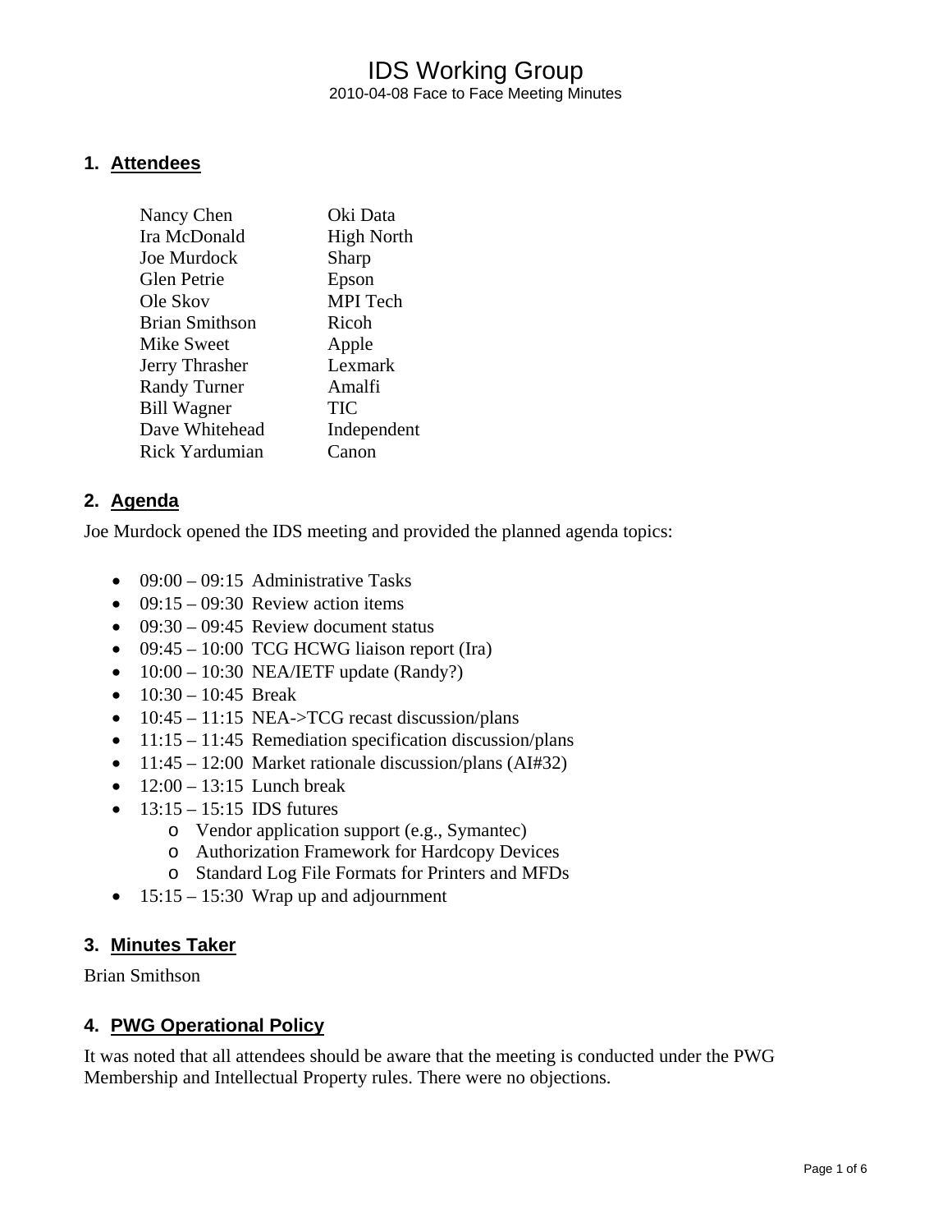# IDS Working Group

2010-04-08 Face to Face Meeting Minutes

## 1. Attendees

| | |
|---|---|
| Nancy Chen | Oki Data |
| Ira McDonald | High North |
| Joe Murdock | Sharp |
| Glen Petrie | Epson |
| Ole Skov | MPI Tech |
| Brian Smithson | Ricoh |
| Mike Sweet | Apple |
| Jerry Thrasher | Lexmark |
| Randy Turner | Amalfi |
| Bill Wagner | TIC |
| Dave Whitehead | Independent |
| Rick Yardumian | Canon |

## 2. Agenda

Joe Murdock opened the IDS meeting and provided the planned agenda topics:

- 09:00 – 09:15 Administrative Tasks
- 09:15 – 09:30 Review action items
- 09:30 – 09:45 Review document status
- 09:45 – 10:00 TCG HCWG liaison report (Ira)
- 10:00 – 10:30 NEA/IETF update (Randy?)
- 10:30 – 10:45 Break
- 10:45 – 11:15 NEA->TCG recast discussion/plans
- 11:15 – 11:45 Remediation specification discussion/plans
- 11:45 – 12:00 Market rationale discussion/plans (AI#32)
- 12:00 – 13:15 Lunch break
- 13:15 – 15:15 IDS futures
  - Vendor application support (e.g., Symantec)
  - Authorization Framework for Hardcopy Devices
  - Standard Log File Formats for Printers and MFDs
- 15:15 – 15:30 Wrap up and adjournment

## 3. Minutes Taker

Brian Smithson

## 4. PWG Operational Policy

It was noted that all attendees should be aware that the meeting is conducted under the PWG Membership and Intellectual Property rules. There were no objections.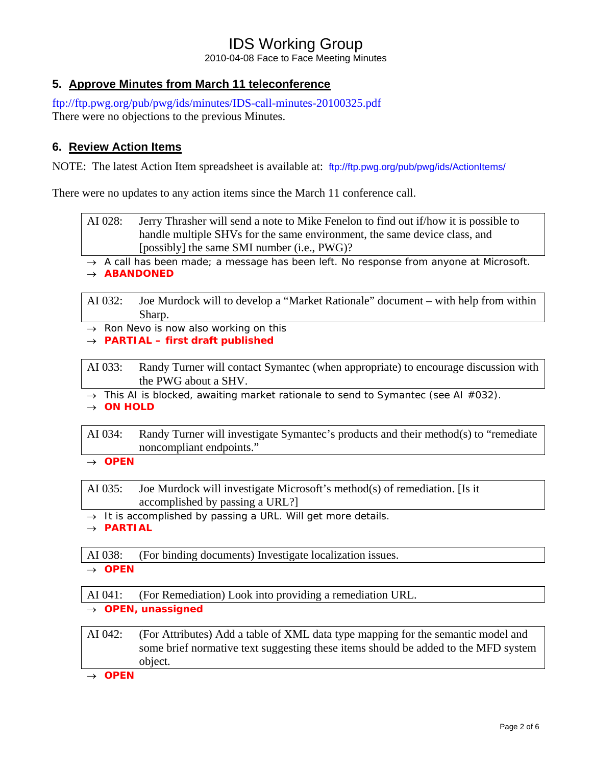## 5. Approve Minutes from March 11 teleconference

ftp://ftp.pwg.org/pub/pwg/ids/minutes/IDS-call-minutes-20100325.pdf
There were no objections to the previous Minutes.

## 6. Review Action Items

NOTE: The latest Action Item spreadsheet is available at: ftp://ftp.pwg.org/pub/pwg/ids/ActionItems/

There were no updates to any action items since the March 11 conference call.

| AI 028: | Jerry Thrasher will send a note to Mike Fenelon to find out if/how it is possible to handle multiple SHVs for the same environment, the same device class, and [possibly] the same SMI number (i.e., PWG)? |
|---|---|

→ A call has been made; a message has been left. No response from anyone at Microsoft.
→ **ABANDONED**

| AI 032: | Joe Murdock will to develop a "Market Rationale" document – with help from within Sharp. |
|---|---|

→ Ron Nevo is now also working on this
→ **PARTIAL – first draft published**

| AI 033: | Randy Turner will contact Symantec (when appropriate) to encourage discussion with the PWG about a SHV. |
|---|---|

→ This AI is blocked, awaiting market rationale to send to Symantec (see AI #032).
→ **ON HOLD**

| AI 034: | Randy Turner will investigate Symantec's products and their method(s) to "remediate noncompliant endpoints." |
|---|---|

→ **OPEN**

| AI 035: | Joe Murdock will investigate Microsoft's method(s) of remediation. [Is it accomplished by passing a URL?] |
|---|---|

→ It is accomplished by passing a URL. Will get more details.
→ **PARTIAL**

| AI 038: | (For binding documents) Investigate localization issues. |
|---|---|

→ **OPEN**

| AI 041: | (For Remediation) Look into providing a remediation URL. |
|---|---|

→ **OPEN, unassigned**

| AI 042: | (For Attributes) Add a table of XML data type mapping for the semantic model and some brief normative text suggesting these items should be added to the MFD system object. |
|---|---|

→ **OPEN**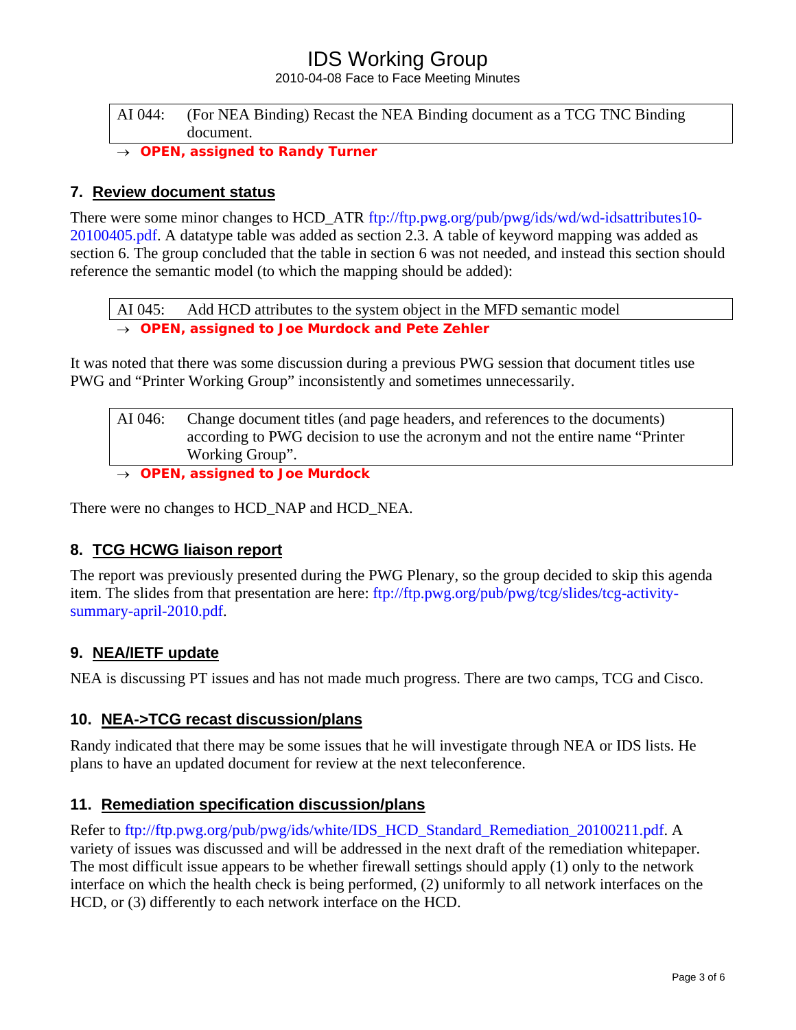| AI 044: | (For NEA Binding) Recast the NEA Binding document as a TCG TNC Binding document. |
|---|---|

→ **OPEN, assigned to Randy Turner**

## 7. Review document status

There were some minor changes to HCD_ATR ftp://ftp.pwg.org/pub/pwg/ids/wd/wd-idsattributes10-20100405.pdf. A datatype table was added as section 2.3. A table of keyword mapping was added as section 6. The group concluded that the table in section 6 was not needed, and instead this section should reference the semantic model (to which the mapping should be added):

| AI 045: | Add HCD attributes to the system object in the MFD semantic model |
|---|---|

→ **OPEN, assigned to Joe Murdock and Pete Zehler**

It was noted that there was some discussion during a previous PWG session that document titles use PWG and "Printer Working Group" inconsistently and sometimes unnecessarily.

| AI 046: | Change document titles (and page headers, and references to the documents) according to PWG decision to use the acronym and not the entire name "Printer Working Group". |
|---|---|

→ **OPEN, assigned to Joe Murdock**

There were no changes to HCD_NAP and HCD_NEA.

## 8. TCG HCWG liaison report

The report was previously presented during the PWG Plenary, so the group decided to skip this agenda item. The slides from that presentation are here: ftp://ftp.pwg.org/pub/pwg/tcg/slides/tcg-activity-summary-april-2010.pdf.

## 9. NEA/IETF update

NEA is discussing PT issues and has not made much progress. There are two camps, TCG and Cisco.

## 10. NEA->TCG recast discussion/plans

Randy indicated that there may be some issues that he will investigate through NEA or IDS lists. He plans to have an updated document for review at the next teleconference.

## 11. Remediation specification discussion/plans

Refer to ftp://ftp.pwg.org/pub/pwg/ids/white/IDS_HCD_Standard_Remediation_20100211.pdf. A variety of issues was discussed and will be addressed in the next draft of the remediation whitepaper. The most difficult issue appears to be whether firewall settings should apply (1) only to the network interface on which the health check is being performed, (2) uniformly to all network interfaces on the HCD, or (3) differently to each network interface on the HCD.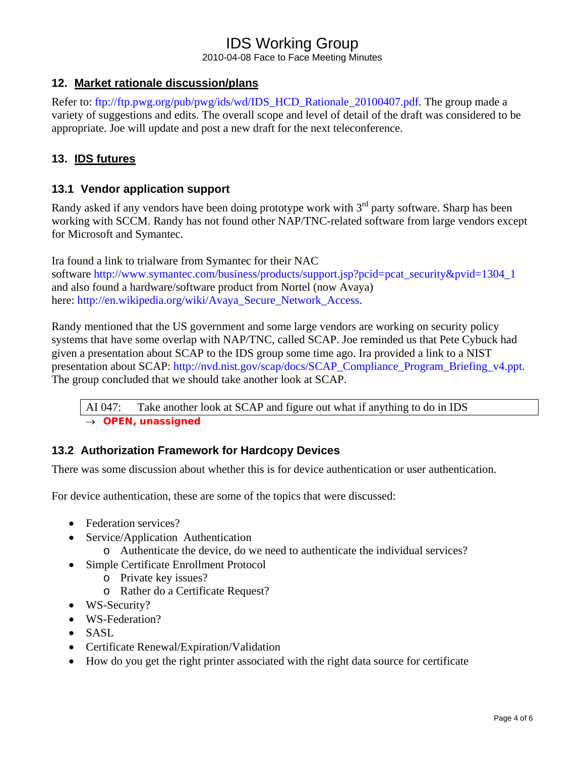## 12. Market rationale discussion/plans

Refer to: ftp://ftp.pwg.org/pub/pwg/ids/wd/IDS_HCD_Rationale_20100407.pdf. The group made a variety of suggestions and edits. The overall scope and level of detail of the draft was considered to be appropriate. Joe will update and post a new draft for the next teleconference.

## 13. IDS futures

### 13.1 Vendor application support

Randy asked if any vendors have been doing prototype work with 3rd party software. Sharp has been working with SCCM. Randy has not found other NAP/TNC-related software from large vendors except for Microsoft and Symantec.

Ira found a link to trialware from Symantec for their NAC software http://www.symantec.com/business/products/support.jsp?pcid=pcat_security&pvid=1304_1 and also found a hardware/software product from Nortel (now Avaya) here: http://en.wikipedia.org/wiki/Avaya_Secure_Network_Access.

Randy mentioned that the US government and some large vendors are working on security policy systems that have some overlap with NAP/TNC, called SCAP. Joe reminded us that Pete Cybuck had given a presentation about SCAP to the IDS group some time ago. Ira provided a link to a NIST presentation about SCAP: http://nvd.nist.gov/scap/docs/SCAP_Compliance_Program_Briefing_v4.ppt. The group concluded that we should take another look at SCAP.

| AI 047: Take another look at SCAP and figure out what if anything to do in IDS |
|---|

→ **OPEN, unassigned**

### 13.2 Authorization Framework for Hardcopy Devices

There was some discussion about whether this is for device authentication or user authentication.

For device authentication, these are some of the topics that were discussed:

- Federation services?
- Service/Application Authentication
  - Authenticate the device, do we need to authenticate the individual services?
- Simple Certificate Enrollment Protocol
  - Private key issues?
  - Rather do a Certificate Request?
- WS-Security?
- WS-Federation?
- SASL
- Certificate Renewal/Expiration/Validation
- How do you get the right printer associated with the right data source for certificate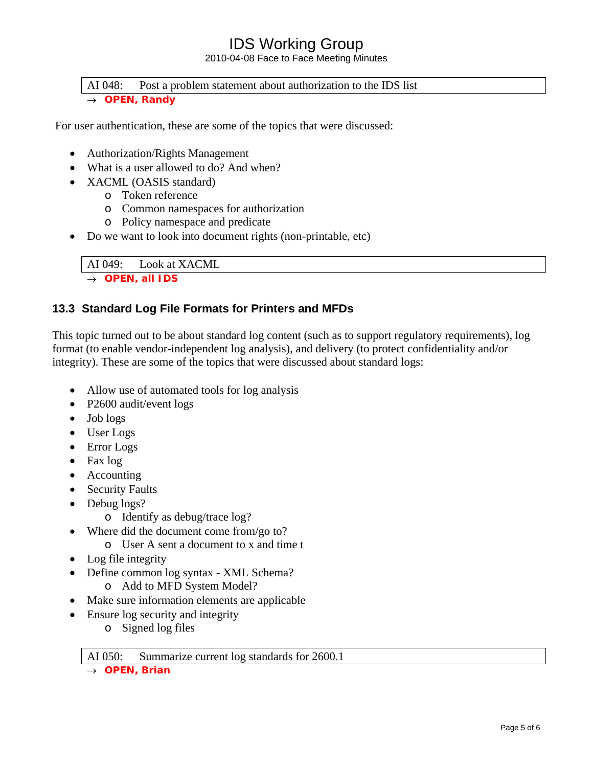| AI 048: Post a problem statement about authorization to the IDS list |
|---|

→ **OPEN, Randy**

For user authentication, these are some of the topics that were discussed:

- Authorization/Rights Management
- What is a user allowed to do? And when?
- XACML (OASIS standard)
  - Token reference
  - Common namespaces for authorization
  - Policy namespace and predicate
- Do we want to look into document rights (non-printable, etc)

| AI 049: Look at XACML |
|---|

→ **OPEN, all IDS**

### 13.3 Standard Log File Formats for Printers and MFDs

This topic turned out to be about standard log content (such as to support regulatory requirements), log format (to enable vendor-independent log analysis), and delivery (to protect confidentiality and/or integrity). These are some of the topics that were discussed about standard logs:

- Allow use of automated tools for log analysis
- P2600 audit/event logs
- Job logs
- User Logs
- Error Logs
- Fax log
- Accounting
- Security Faults
- Debug logs?
  - Identify as debug/trace log?
- Where did the document come from/go to?
  - User A sent a document to x and time t
- Log file integrity
- Define common log syntax - XML Schema?
  - Add to MFD System Model?
- Make sure information elements are applicable
- Ensure log security and integrity
  - Signed log files

| AI 050: Summarize current log standards for 2600.1 |
|---|

→ **OPEN, Brian**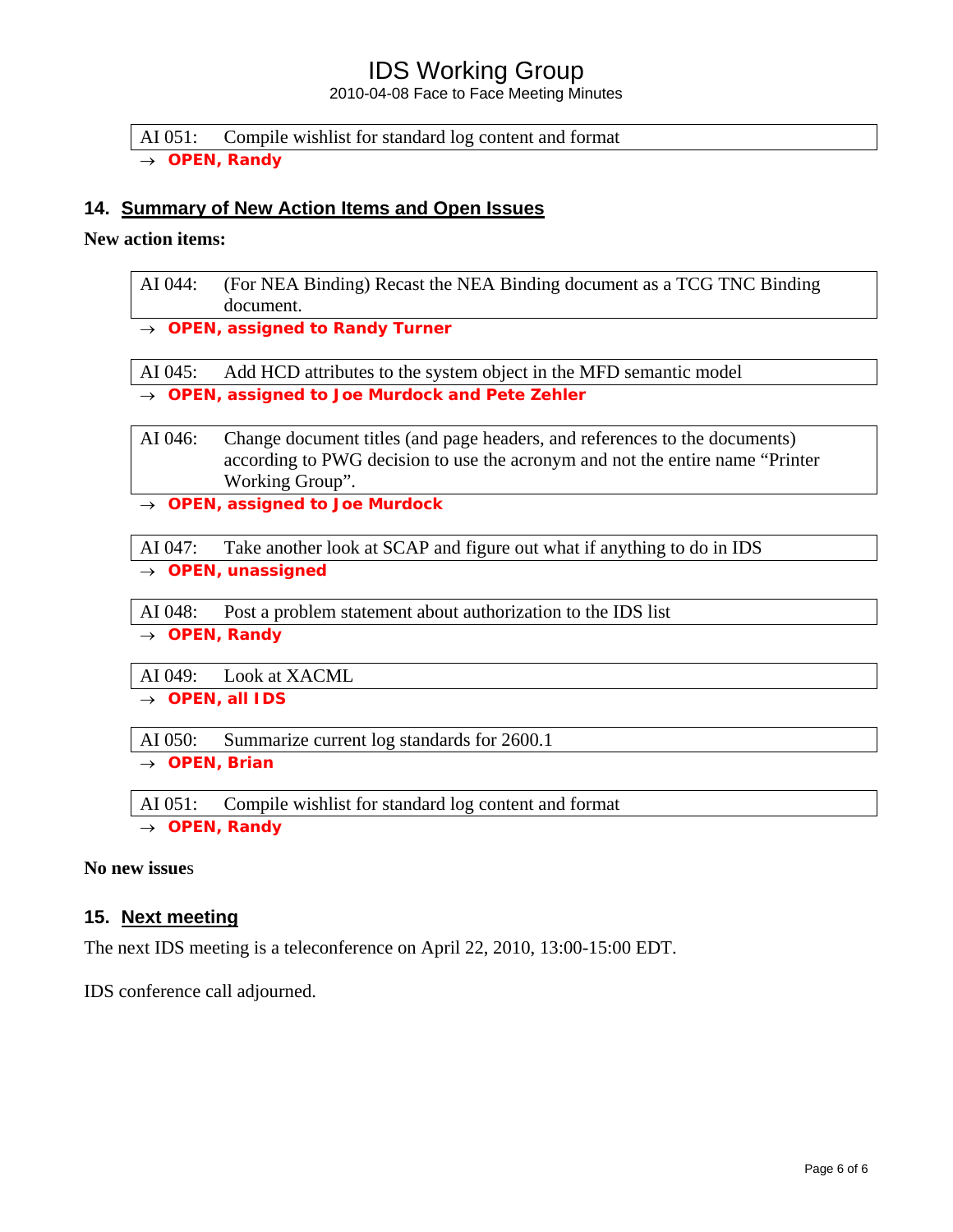AI 051: Compile wishlist for standard log content and format

→ **OPEN, Randy**

## 14. Summary of New Action Items and Open Issues

**New action items:**

AI 044: (For NEA Binding) Recast the NEA Binding document as a TCG TNC Binding document.

→ **OPEN, assigned to Randy Turner**

AI 045: Add HCD attributes to the system object in the MFD semantic model

→ **OPEN, assigned to Joe Murdock and Pete Zehler**

AI 046: Change document titles (and page headers, and references to the documents) according to PWG decision to use the acronym and not the entire name "Printer Working Group".

→ **OPEN, assigned to Joe Murdock**

AI 047: Take another look at SCAP and figure out what if anything to do in IDS

→ **OPEN, unassigned**

AI 048: Post a problem statement about authorization to the IDS list

→ **OPEN, Randy**

AI 049: Look at XACML

→ **OPEN, all IDS**

AI 050: Summarize current log standards for 2600.1

→ **OPEN, Brian**

AI 051: Compile wishlist for standard log content and format

→ **OPEN, Randy**

**No new issue**s

## 15. Next meeting

The next IDS meeting is a teleconference on April 22, 2010, 13:00-15:00 EDT.

IDS conference call adjourned.